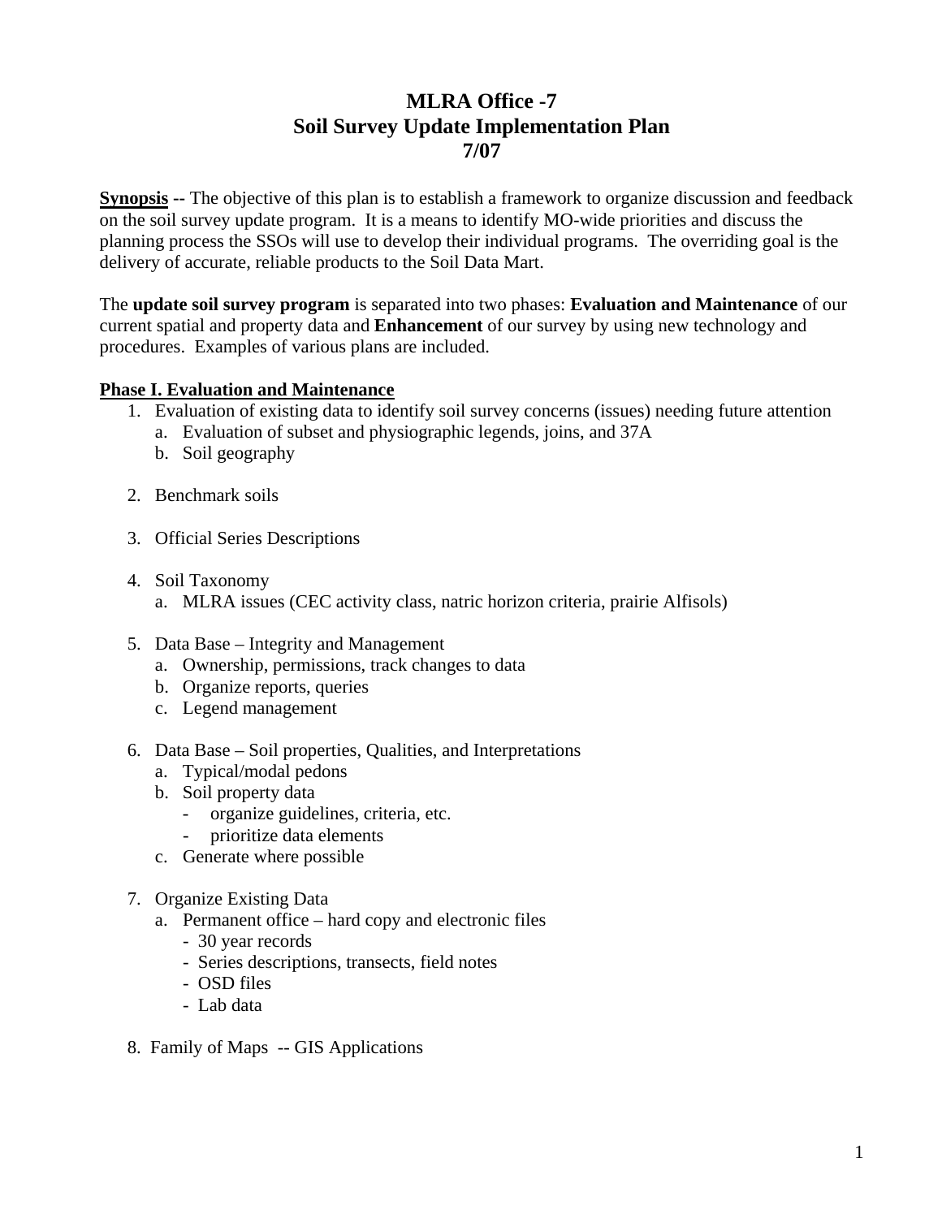# MLRA Office -7
# Soil Survey Update Implementation Plan
# 7/07

**Synopsis** -- The objective of this plan is to establish a framework to organize discussion and feedback on the soil survey update program. It is a means to identify MO-wide priorities and discuss the planning process the SSOs will use to develop their individual programs. The overriding goal is the delivery of accurate, reliable products to the Soil Data Mart.

The **update soil survey program** is separated into two phases: **Evaluation and Maintenance** of our current spatial and property data and **Enhancement** of our survey by using new technology and procedures. Examples of various plans are included.

## Phase I. Evaluation and Maintenance

1. Evaluation of existing data to identify soil survey concerns (issues) needing future attention
   a. Evaluation of subset and physiographic legends, joins, and 37A
   b. Soil geography

2. Benchmark soils

3. Official Series Descriptions

4. Soil Taxonomy
   a. MLRA issues (CEC activity class, natric horizon criteria, prairie Alfisols)

5. Data Base – Integrity and Management
   a. Ownership, permissions, track changes to data
   b. Organize reports, queries
   c. Legend management

6. Data Base – Soil properties, Qualities, and Interpretations
   a. Typical/modal pedons
   b. Soil property data
      - organize guidelines, criteria, etc.
      - prioritize data elements
   c. Generate where possible

7. Organize Existing Data
   a. Permanent office – hard copy and electronic files
      - 30 year records
      - Series descriptions, transects, field notes
      - OSD files
      - Lab data

8. Family of Maps -- GIS Applications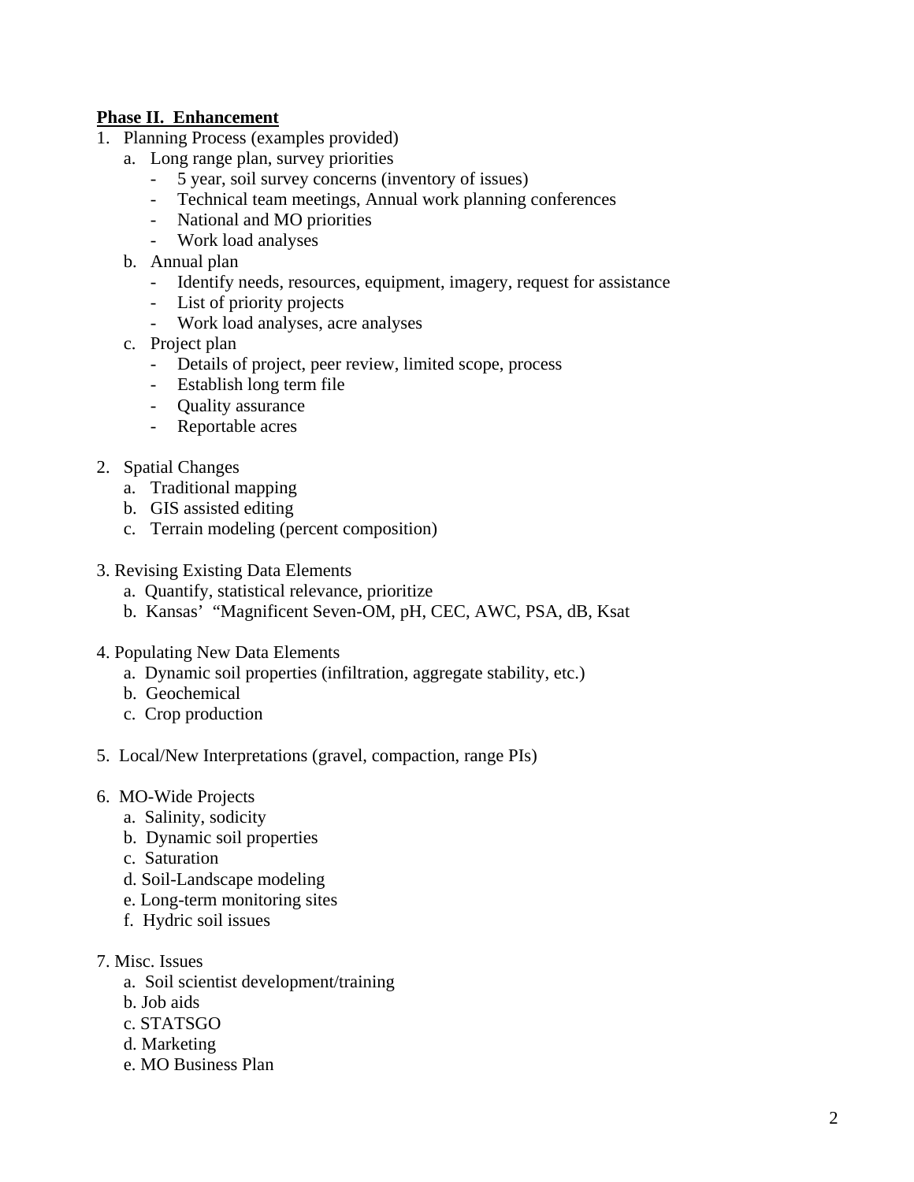**<u>Phase II. Enhancement</u>**

1. Planning Process (examples provided)
   a. Long range plan, survey priorities
      - 5 year, soil survey concerns (inventory of issues)
      - Technical team meetings, Annual work planning conferences
      - National and MO priorities
      - Work load analyses
   b. Annual plan
      - Identify needs, resources, equipment, imagery, request for assistance
      - List of priority projects
      - Work load analyses, acre analyses
   c. Project plan
      - Details of project, peer review, limited scope, process
      - Establish long term file
      - Quality assurance
      - Reportable acres

2. Spatial Changes
   a. Traditional mapping
   b. GIS assisted editing
   c. Terrain modeling (percent composition)

3. Revising Existing Data Elements
   a. Quantify, statistical relevance, prioritize
   b. Kansas' "Magnificent Seven-OM, pH, CEC, AWC, PSA, dB, Ksat

4. Populating New Data Elements
   a. Dynamic soil properties (infiltration, aggregate stability, etc.)
   b. Geochemical
   c. Crop production

5. Local/New Interpretations (gravel, compaction, range PIs)

6. MO-Wide Projects
   a. Salinity, sodicity
   b. Dynamic soil properties
   c. Saturation
   d. Soil-Landscape modeling
   e. Long-term monitoring sites
   f. Hydric soil issues

7. Misc. Issues
   a. Soil scientist development/training
   b. Job aids
   c. STATSGO
   d. Marketing
   e. MO Business Plan